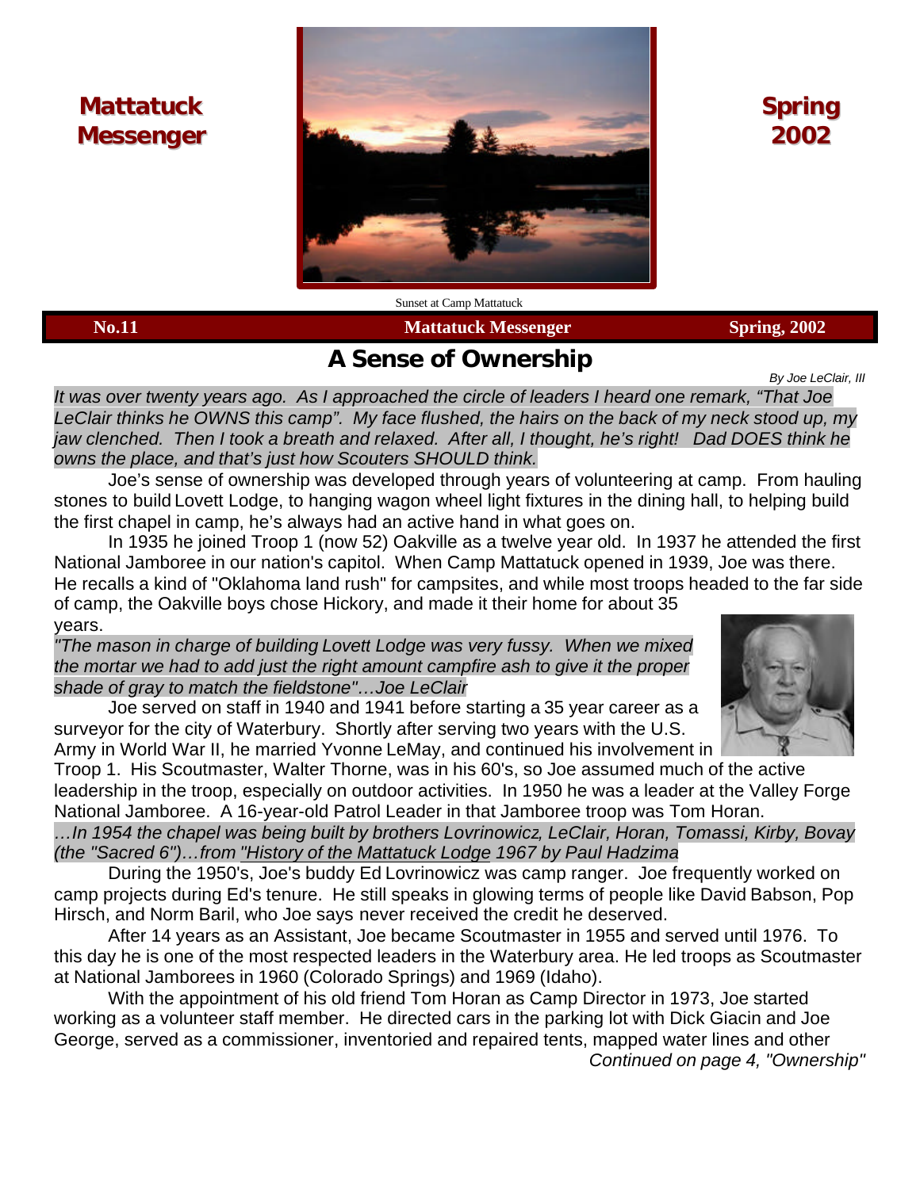# Mattatuck Messenger

# Spring 2002

Sunset at Camp Mattatuck

**No.11** **Mattatuck Messenger** **Spring, 2002**

## A Sense of Ownership

*By Joe LeClair, III*

*It was over twenty years ago. As I approached the circle of leaders I heard one remark, "That Joe LeClair thinks he OWNS this camp". My face flushed, the hairs on the back of my neck stood up, my jaw clenched. Then I took a breath and relaxed. After all, I thought, he's right! Dad DOES think he owns the place, and that's just how Scouters SHOULD think.*

Joe's sense of ownership was developed through years of volunteering at camp. From hauling stones to build Lovett Lodge, to hanging wagon wheel light fixtures in the dining hall, to helping build the first chapel in camp, he's always had an active hand in what goes on.

In 1935 he joined Troop 1 (now 52) Oakville as a twelve year old. In 1937 he attended the first National Jamboree in our nation's capitol. When Camp Mattatuck opened in 1939, Joe was there. He recalls a kind of "Oklahoma land rush" for campsites, and while most troops headed to the far side of camp, the Oakville boys chose Hickory, and made it their home for about 35 years.

*"The mason in charge of building Lovett Lodge was very fussy. When we mixed the mortar we had to add just the right amount campfire ash to give it the proper shade of gray to match the fieldstone"…Joe LeClair*

Joe served on staff in 1940 and 1941 before starting a 35 year career as a surveyor for the city of Waterbury. Shortly after serving two years with the U.S. Army in World War II, he married Yvonne LeMay, and continued his involvement in Troop 1. His Scoutmaster, Walter Thorne, was in his 60's, so Joe assumed much of the active leadership in the troop, especially on outdoor activities. In 1950 he was a leader at the Valley Forge National Jamboree. A 16-year-old Patrol Leader in that Jamboree troop was Tom Horan.

*…In 1954 the chapel was being built by brothers Lovrinowicz, LeClair, Horan, Tomassi, Kirby, Bovay (the "Sacred 6")…from "History of the Mattatuck Lodge 1967 by Paul Hadzima*

During the 1950's, Joe's buddy Ed Lovrinowicz was camp ranger. Joe frequently worked on camp projects during Ed's tenure. He still speaks in glowing terms of people like David Babson, Pop Hirsch, and Norm Baril, who Joe says never received the credit he deserved.

After 14 years as an Assistant, Joe became Scoutmaster in 1955 and served until 1976. To this day he is one of the most respected leaders in the Waterbury area. He led troops as Scoutmaster at National Jamborees in 1960 (Colorado Springs) and 1969 (Idaho).

With the appointment of his old friend Tom Horan as Camp Director in 1973, Joe started working as a volunteer staff member. He directed cars in the parking lot with Dick Giacin and Joe George, served as a commissioner, inventoried and repaired tents, mapped water lines and other

*Continued on page 4, "Ownership"*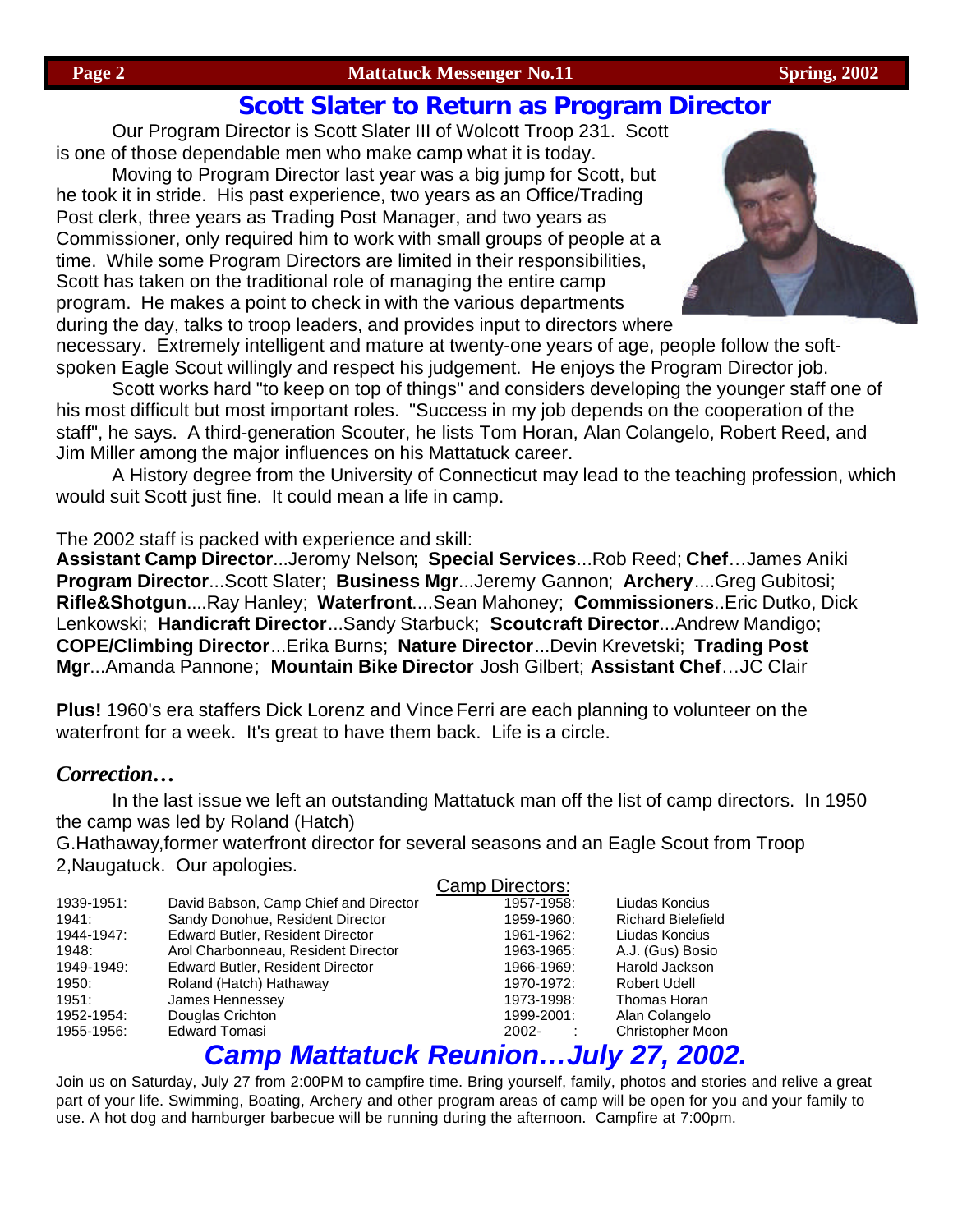## Scott Slater to Return as Program Director

Our Program Director is Scott Slater III of Wolcott Troop 231. Scott is one of those dependable men who make camp what it is today.

Moving to Program Director last year was a big jump for Scott, but he took it in stride. His past experience, two years as an Office/Trading Post clerk, three years as Trading Post Manager, and two years as Commissioner, only required him to work with small groups of people at a time. While some Program Directors are limited in their responsibilities, Scott has taken on the traditional role of managing the entire camp program. He makes a point to check in with the various departments during the day, talks to troop leaders, and provides input to directors where necessary. Extremely intelligent and mature at twenty-one years of age, people follow the soft-spoken Eagle Scout willingly and respect his judgement. He enjoys the Program Director job.

Scott works hard "to keep on top of things" and considers developing the younger staff one of his most difficult but most important roles. "Success in my job depends on the cooperation of the staff", he says. A third-generation Scouter, he lists Tom Horan, Alan Colangelo, Robert Reed, and Jim Miller among the major influences on his Mattatuck career.

A History degree from the University of Connecticut may lead to the teaching profession, which would suit Scott just fine. It could mean a life in camp.

The 2002 staff is packed with experience and skill:
**Assistant Camp Director**...Jeremy Nelson; **Special Services**...Rob Reed; **Chef**…James Aniki **Program Director**...Scott Slater; **Business Mgr**...Jeremy Gannon; **Archery**....Greg Gubitosi; **Rifle&Shotgun**....Ray Hanley; **Waterfront**....Sean Mahoney; **Commissioners**..Eric Dutko, Dick Lenkowski; **Handicraft Director**...Sandy Starbuck; **Scoutcraft Director**...Andrew Mandigo; **COPE/Climbing Director**...Erika Burns; **Nature Director**...Devin Krevetski; **Trading Post Mgr**...Amanda Pannone; **Mountain Bike Director** Josh Gilbert; **Assistant Chef**…JC Clair

**Plus!** 1960's era staffers Dick Lorenz and Vince Ferri are each planning to volunteer on the waterfront for a week. It's great to have them back. Life is a circle.

### *Correction…*

In the last issue we left an outstanding Mattatuck man off the list of camp directors. In 1950 the camp was led by Roland (Hatch) G.Hathaway,former waterfront director for several seasons and an Eagle Scout from Troop 2,Naugatuck. Our apologies.

Camp Directors:

| Years | Director | Years | Director |
|---|---|---|---|
| 1939-1951: | David Babson, Camp Chief and Director | 1957-1958: | Liudas Koncius |
| 1941: | Sandy Donohue, Resident Director | 1959-1960: | Richard Bielefield |
| 1944-1947: | Edward Butler, Resident Director | 1961-1962: | Liudas Koncius |
| 1948: | Arol Charbonneau, Resident Director | 1963-1965: | A.J. (Gus) Bosio |
| 1949-1949: | Edward Butler, Resident Director | 1966-1969: | Harold Jackson |
| 1950: | Roland (Hatch) Hathaway | 1970-1972: | Robert Udell |
| 1951: | James Hennessey | 1973-1998: | Thomas Horan |
| 1952-1954: | Douglas Crichton | 1999-2001: | Alan Colangelo |
| 1955-1956: | Edward Tomasi | 2002- : | Christopher Moon |

## *Camp Mattatuck Reunion…July 27, 2002.*

Join us on Saturday, July 27 from 2:00PM to campfire time. Bring yourself, family, photos and stories and relive a great part of your life. Swimming, Boating, Archery and other program areas of camp will be open for you and your family to use. A hot dog and hamburger barbecue will be running during the afternoon. Campfire at 7:00pm.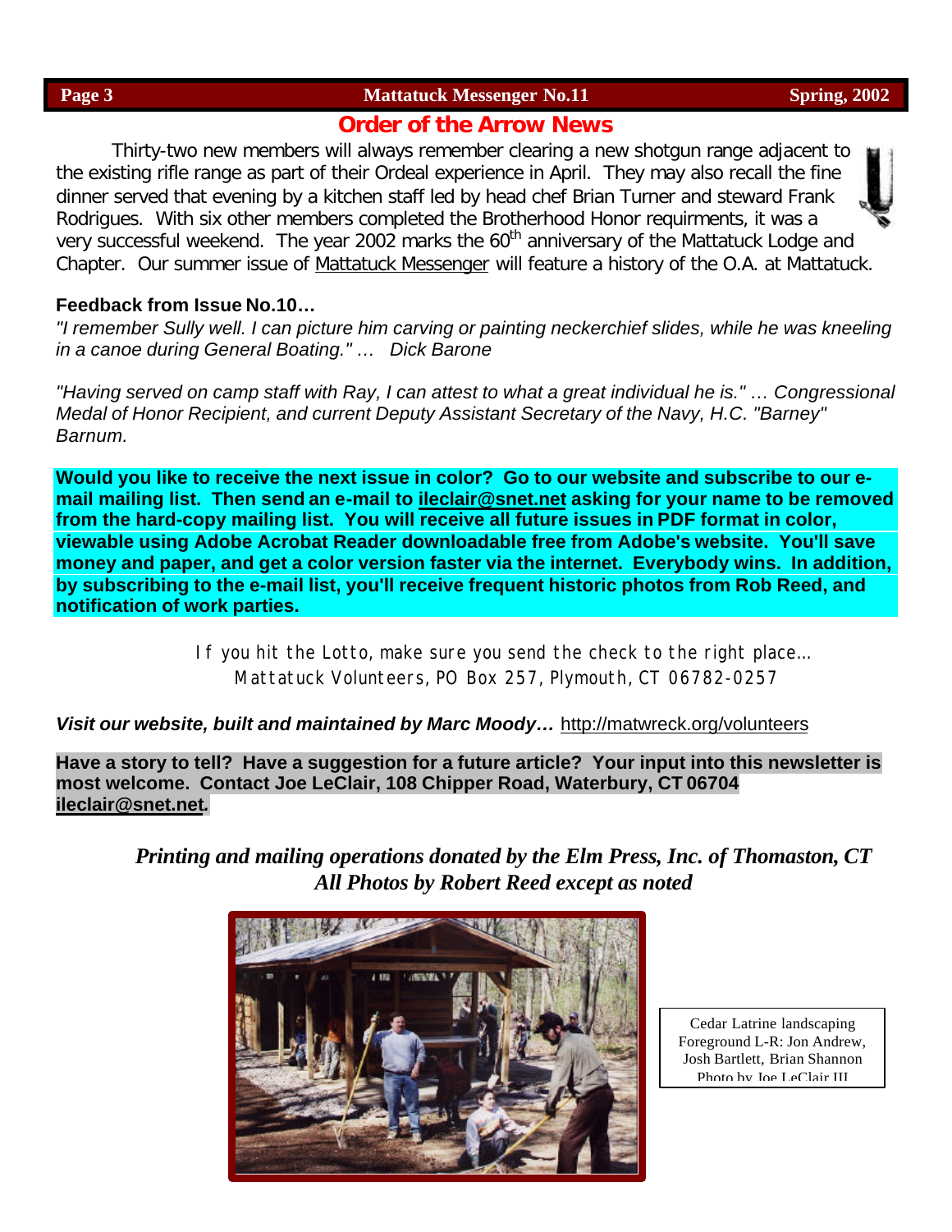## Order of the Arrow News

Thirty-two new members will always remember clearing a new shotgun range adjacent to the existing rifle range as part of their Ordeal experience in April. They may also recall the fine dinner served that evening by a kitchen staff led by head chef Brian Turner and steward Frank Rodrigues. With six other members completed the Brotherhood Honor requirments, it was a very successful weekend. The year 2002 marks the 60th anniversary of the Mattatuck Lodge and Chapter. Our summer issue of Mattatuck Messenger will feature a history of the O.A. at Mattatuck.

**Feedback from Issue No.10…**

*"I remember Sully well. I can picture him carving or painting neckerchief slides, while he was kneeling in a canoe during General Boating." … Dick Barone*

*"Having served on camp staff with Ray, I can attest to what a great individual he is." … Congressional Medal of Honor Recipient, and current Deputy Assistant Secretary of the Navy, H.C. "Barney" Barnum.*

**Would you like to receive the next issue in color? Go to our website and subscribe to our e-mail mailing list. Then send an e-mail to ileclair@snet.net asking for your name to be removed from the hard-copy mailing list. You will receive all future issues in PDF format in color, viewable using Adobe Acrobat Reader downloadable free from Adobe's website. You'll save money and paper, and get a color version faster via the internet. Everybody wins. In addition, by subscribing to the e-mail list, you'll receive frequent historic photos from Rob Reed, and notification of work parties.**

If you hit the Lotto, make sure you send the check to the right place…
Mattatuck Volunteers, PO Box 257, Plymouth, CT 06782-0257

***Visit our website, built and maintained by Marc Moody…*** http://matwreck.org/volunteers

**Have a story to tell? Have a suggestion for a future article? Your input into this newsletter is most welcome. Contact Joe LeClair, 108 Chipper Road, Waterbury, CT 06704 ileclair@snet.net.**

***Printing and mailing operations donated by the Elm Press, Inc. of Thomaston, CT***
***All Photos by Robert Reed except as noted***

Cedar Latrine landscaping
Foreground L-R: Jon Andrew, Josh Bartlett, Brian Shannon
Photo by Joe LeClair III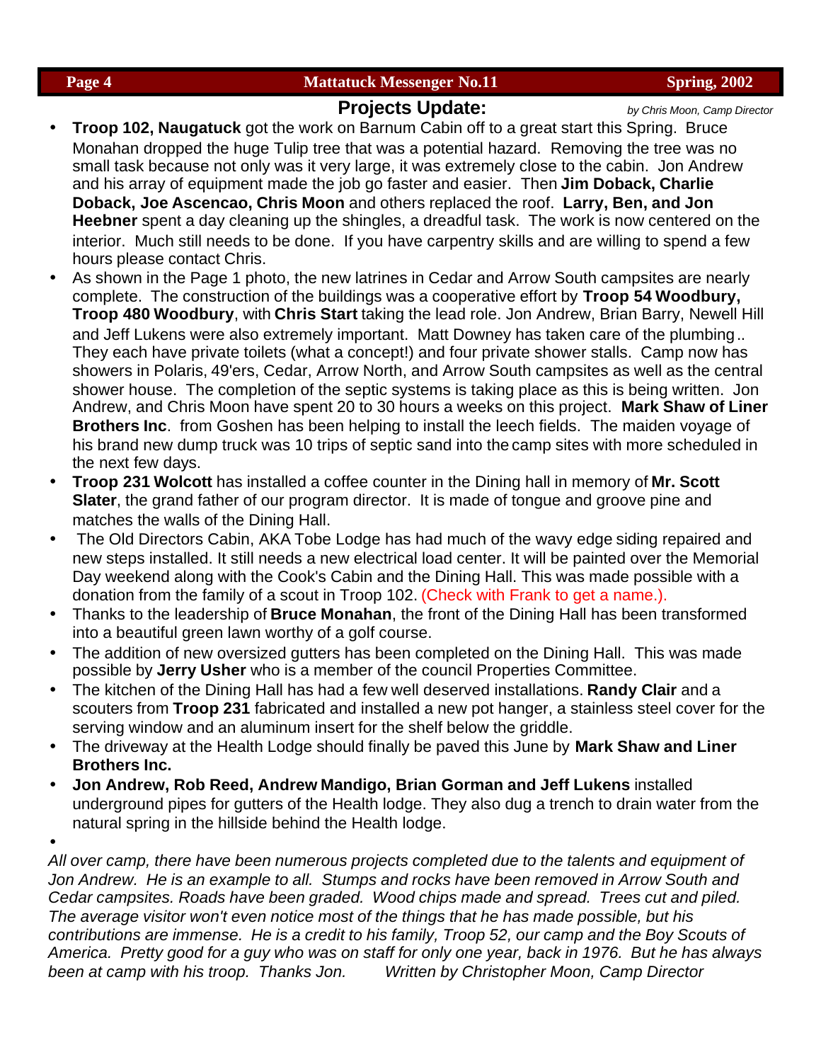## Projects Update:

*by Chris Moon, Camp Director*

- **Troop 102, Naugatuck** got the work on Barnum Cabin off to a great start this Spring. Bruce Monahan dropped the huge Tulip tree that was a potential hazard. Removing the tree was no small task because not only was it very large, it was extremely close to the cabin. Jon Andrew and his array of equipment made the job go faster and easier. Then **Jim Doback, Charlie Doback, Joe Ascencao, Chris Moon** and others replaced the roof. **Larry, Ben, and Jon Heebner** spent a day cleaning up the shingles, a dreadful task. The work is now centered on the interior. Much still needs to be done. If you have carpentry skills and are willing to spend a few hours please contact Chris.
- As shown in the Page 1 photo, the new latrines in Cedar and Arrow South campsites are nearly complete. The construction of the buildings was a cooperative effort by **Troop 54 Woodbury, Troop 480 Woodbury**, with **Chris Start** taking the lead role. Jon Andrew, Brian Barry, Newell Hill and Jeff Lukens were also extremely important. Matt Downey has taken care of the plumbing.. They each have private toilets (what a concept!) and four private shower stalls. Camp now has showers in Polaris, 49'ers, Cedar, Arrow North, and Arrow South campsites as well as the central shower house. The completion of the septic systems is taking place as this is being written. Jon Andrew, and Chris Moon have spent 20 to 30 hours a weeks on this project. **Mark Shaw of Liner Brothers Inc**. from Goshen has been helping to install the leech fields. The maiden voyage of his brand new dump truck was 10 trips of septic sand into the camp sites with more scheduled in the next few days.
- **Troop 231 Wolcott** has installed a coffee counter in the Dining hall in memory of **Mr. Scott Slater**, the grand father of our program director. It is made of tongue and groove pine and matches the walls of the Dining Hall.
- The Old Directors Cabin, AKA Tobe Lodge has had much of the wavy edge siding repaired and new steps installed. It still needs a new electrical load center. It will be painted over the Memorial Day weekend along with the Cook's Cabin and the Dining Hall. This was made possible with a donation from the family of a scout in Troop 102. (Check with Frank to get a name.).
- Thanks to the leadership of **Bruce Monahan**, the front of the Dining Hall has been transformed into a beautiful green lawn worthy of a golf course.
- The addition of new oversized gutters has been completed on the Dining Hall. This was made possible by **Jerry Usher** who is a member of the council Properties Committee.
- The kitchen of the Dining Hall has had a few well deserved installations. **Randy Clair** and a scouters from **Troop 231** fabricated and installed a new pot hanger, a stainless steel cover for the serving window and an aluminum insert for the shelf below the griddle.
- The driveway at the Health Lodge should finally be paved this June by **Mark Shaw and Liner Brothers Inc.**
- **Jon Andrew, Rob Reed, Andrew Mandigo, Brian Gorman and Jeff Lukens** installed underground pipes for gutters of the Health lodge. They also dug a trench to drain water from the natural spring in the hillside behind the Health lodge.

*All over camp, there have been numerous projects completed due to the talents and equipment of Jon Andrew. He is an example to all. Stumps and rocks have been removed in Arrow South and Cedar campsites. Roads have been graded. Wood chips made and spread. Trees cut and piled. The average visitor won't even notice most of the things that he has made possible, but his contributions are immense. He is a credit to his family, Troop 52, our camp and the Boy Scouts of America. Pretty good for a guy who was on staff for only one year, back in 1976. But he has always been at camp with his troop. Thanks Jon. Written by Christopher Moon, Camp Director*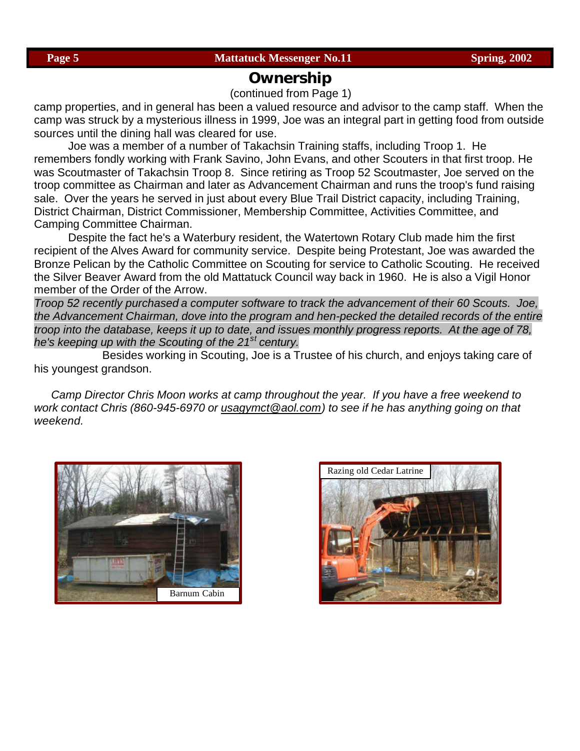## Ownership

(continued from Page 1)

camp properties, and in general has been a valued resource and advisor to the camp staff. When the camp was struck by a mysterious illness in 1999, Joe was an integral part in getting food from outside sources until the dining hall was cleared for use.

Joe was a member of a number of Takachsin Training staffs, including Troop 1. He remembers fondly working with Frank Savino, John Evans, and other Scouters in that first troop. He was Scoutmaster of Takachsin Troop 8. Since retiring as Troop 52 Scoutmaster, Joe served on the troop committee as Chairman and later as Advancement Chairman and runs the troop's fund raising sale. Over the years he served in just about every Blue Trail District capacity, including Training, District Chairman, District Commissioner, Membership Committee, Activities Committee, and Camping Committee Chairman.

Despite the fact he's a Waterbury resident, the Watertown Rotary Club made him the first recipient of the Alves Award for community service. Despite being Protestant, Joe was awarded the Bronze Pelican by the Catholic Committee on Scouting for service to Catholic Scouting. He received the Silver Beaver Award from the old Mattatuck Council way back in 1960. He is also a Vigil Honor member of the Order of the Arrow.

*Troop 52 recently purchased a computer software to track the advancement of their 60 Scouts. Joe, the Advancement Chairman, dove into the program and hen-pecked the detailed records of the entire troop into the database, keeps it up to date, and issues monthly progress reports. At the age of 78, he's keeping up with the Scouting of the 21st century.*

Besides working in Scouting, Joe is a Trustee of his church, and enjoys taking care of his youngest grandson.

*Camp Director Chris Moon works at camp throughout the year. If you have a free weekend to work contact Chris (860-945-6970 or usagymct@aol.com) to see if he has anything going on that weekend.*

Barnum Cabin

Razing old Cedar Latrine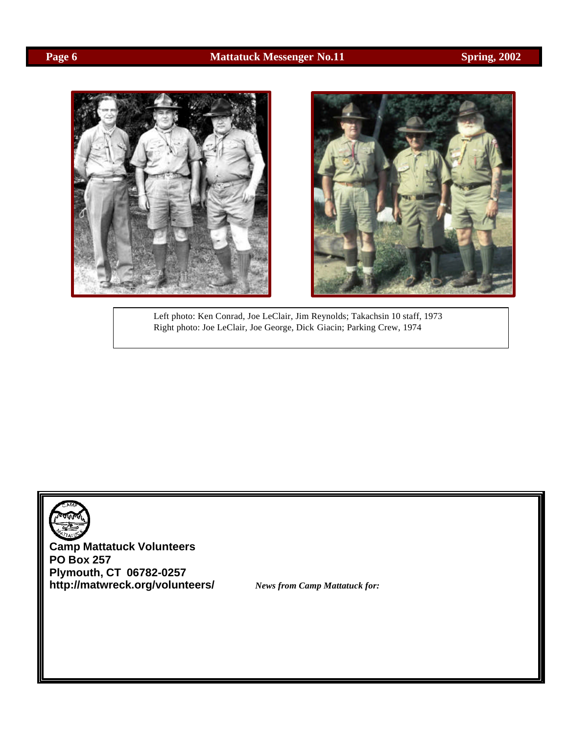Left photo: Ken Conrad, Joe LeClair, Jim Reynolds; Takachsin 10 staff, 1973
Right photo: Joe LeClair, Joe George, Dick Giacin; Parking Crew, 1974

**Camp Mattatuck Volunteers**
**PO Box 257**
**Plymouth, CT 06782-0257**
**http://matwreck.org/volunteers/**

***News from Camp Mattatuck for:***